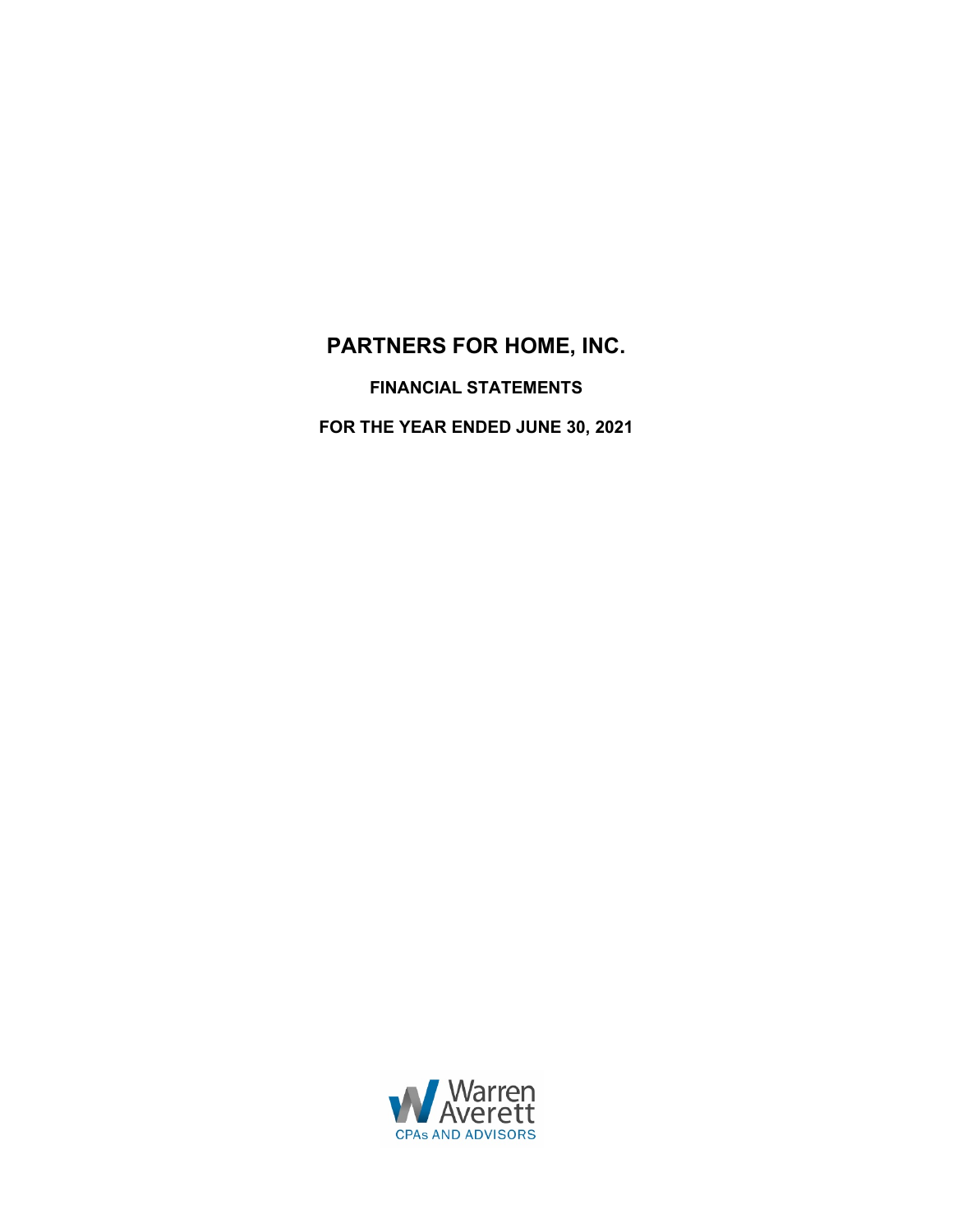# PARTNERS FOR HOME, INC.

**FINANCIAL STATEMENTS**

**FOR THE YEAR ENDED JUNE 30, 2021**

Warren Averett
CPAs AND ADVISORS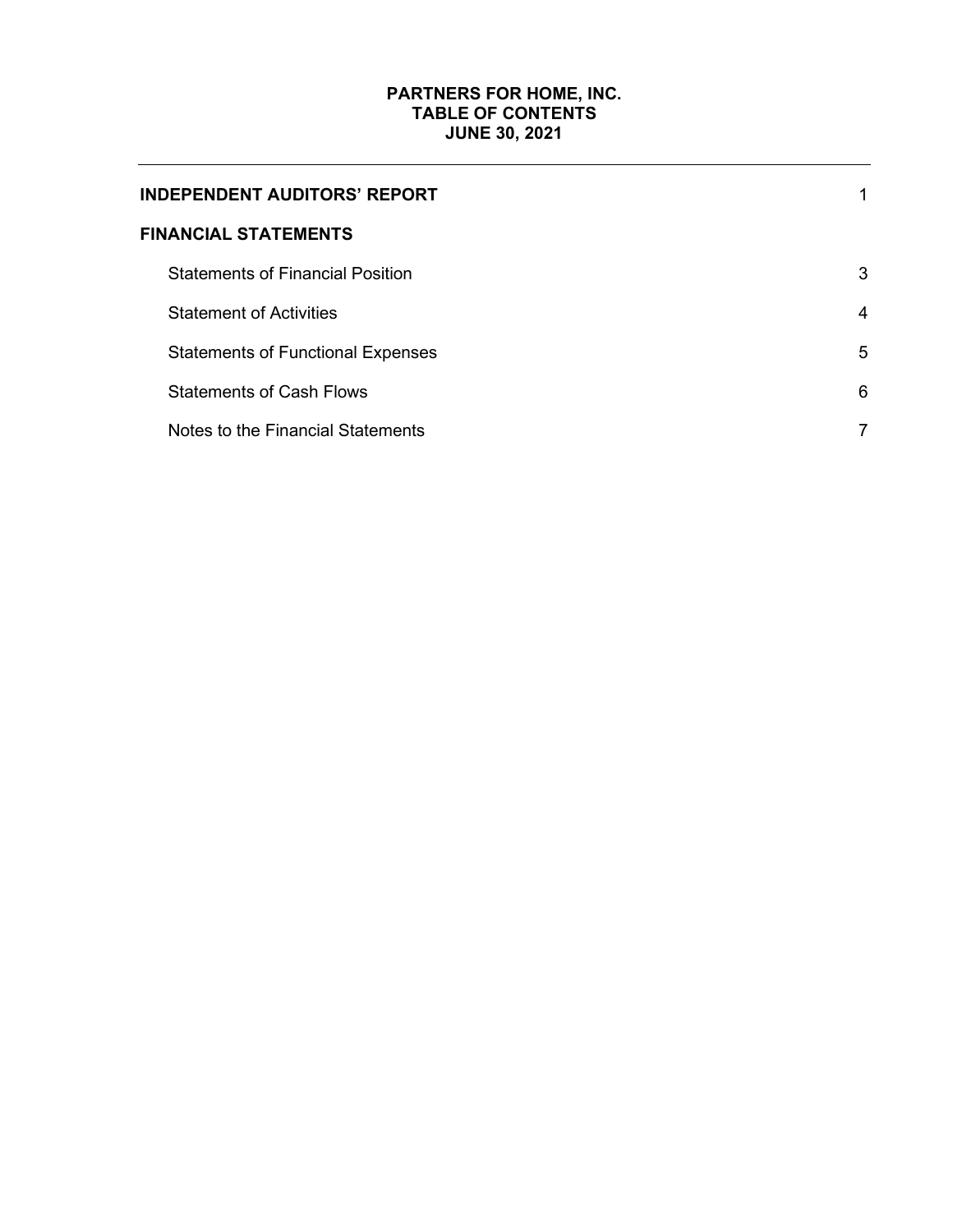# PARTNERS FOR HOME, INC.
## TABLE OF CONTENTS
## JUNE 30, 2021

| | |
|---|---|
| **INDEPENDENT AUDITORS' REPORT** | 1 |
| **FINANCIAL STATEMENTS** | |
| Statements of Financial Position | 3 |
| Statement of Activities | 4 |
| Statements of Functional Expenses | 5 |
| Statements of Cash Flows | 6 |
| Notes to the Financial Statements | 7 |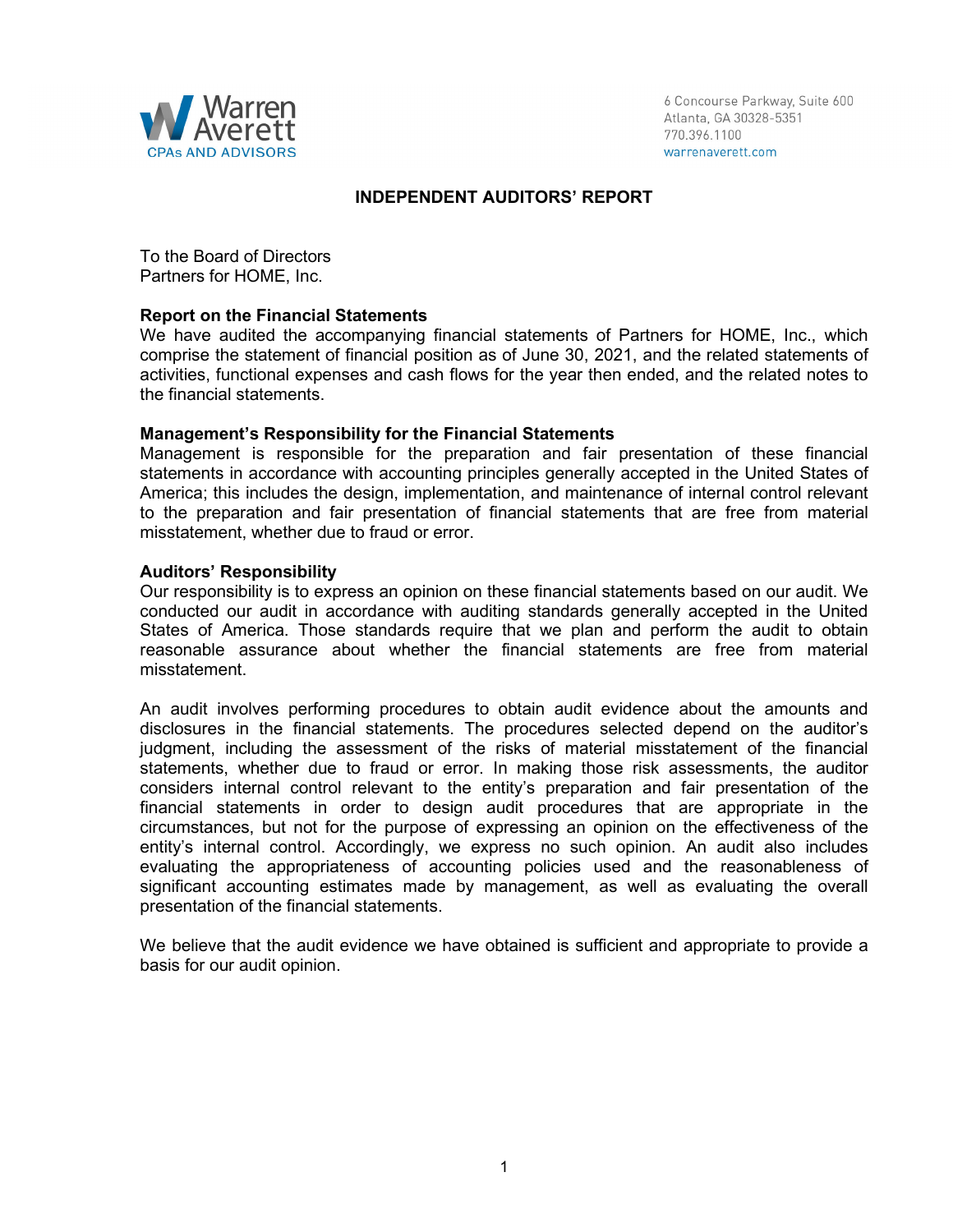Warren Averett
CPAs AND ADVISORS

6 Concourse Parkway, Suite 600
Atlanta, GA 30328-5351
770.396.1100
warrenaverett.com

# INDEPENDENT AUDITORS' REPORT

To the Board of Directors
Partners for HOME, Inc.

**Report on the Financial Statements**
We have audited the accompanying financial statements of Partners for HOME, Inc., which comprise the statement of financial position as of June 30, 2021, and the related statements of activities, functional expenses and cash flows for the year then ended, and the related notes to the financial statements.

**Management's Responsibility for the Financial Statements**
Management is responsible for the preparation and fair presentation of these financial statements in accordance with accounting principles generally accepted in the United States of America; this includes the design, implementation, and maintenance of internal control relevant to the preparation and fair presentation of financial statements that are free from material misstatement, whether due to fraud or error.

**Auditors' Responsibility**
Our responsibility is to express an opinion on these financial statements based on our audit. We conducted our audit in accordance with auditing standards generally accepted in the United States of America. Those standards require that we plan and perform the audit to obtain reasonable assurance about whether the financial statements are free from material misstatement.

An audit involves performing procedures to obtain audit evidence about the amounts and disclosures in the financial statements. The procedures selected depend on the auditor's judgment, including the assessment of the risks of material misstatement of the financial statements, whether due to fraud or error. In making those risk assessments, the auditor considers internal control relevant to the entity's preparation and fair presentation of the financial statements in order to design audit procedures that are appropriate in the circumstances, but not for the purpose of expressing an opinion on the effectiveness of the entity's internal control. Accordingly, we express no such opinion. An audit also includes evaluating the appropriateness of accounting policies used and the reasonableness of significant accounting estimates made by management, as well as evaluating the overall presentation of the financial statements.

We believe that the audit evidence we have obtained is sufficient and appropriate to provide a basis for our audit opinion.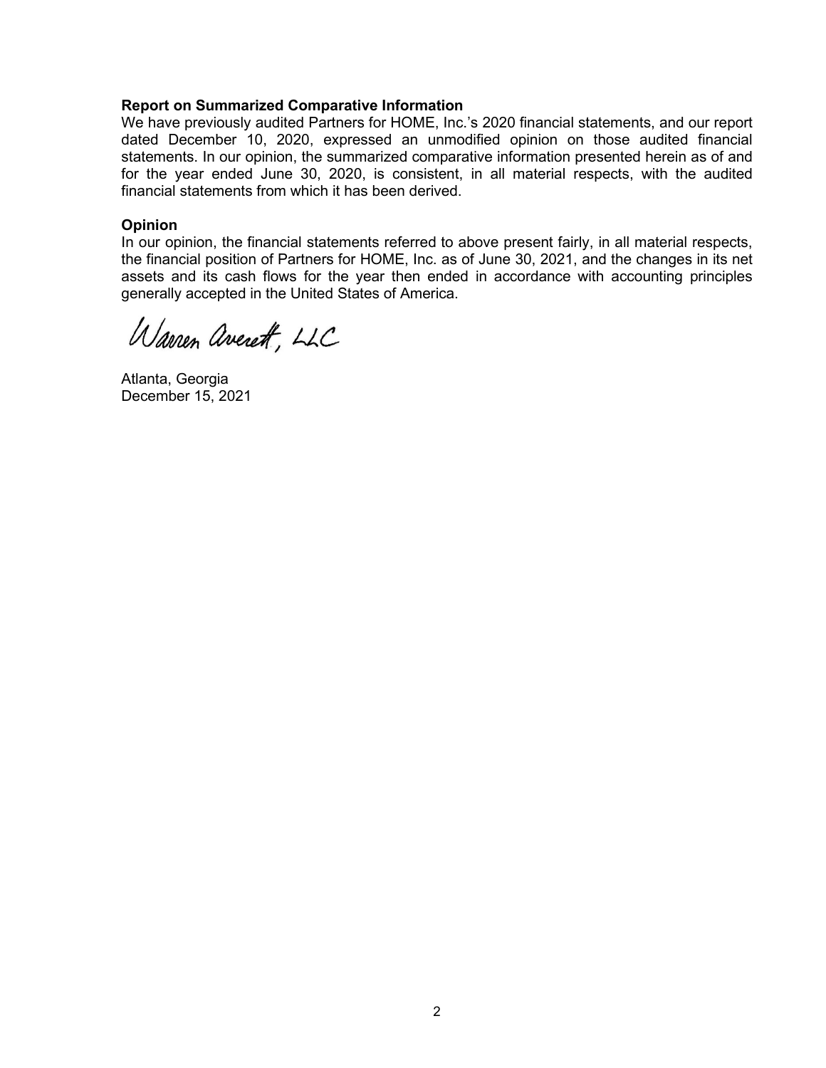**Report on Summarized Comparative Information**

We have previously audited Partners for HOME, Inc.'s 2020 financial statements, and our report dated December 10, 2020, expressed an unmodified opinion on those audited financial statements. In our opinion, the summarized comparative information presented herein as of and for the year ended June 30, 2020, is consistent, in all material respects, with the audited financial statements from which it has been derived.

**Opinion**

In our opinion, the financial statements referred to above present fairly, in all material respects, the financial position of Partners for HOME, Inc. as of June 30, 2021, and the changes in its net assets and its cash flows for the year then ended in accordance with accounting principles generally accepted in the United States of America.

Warren Averett, LLC

Atlanta, Georgia
December 15, 2021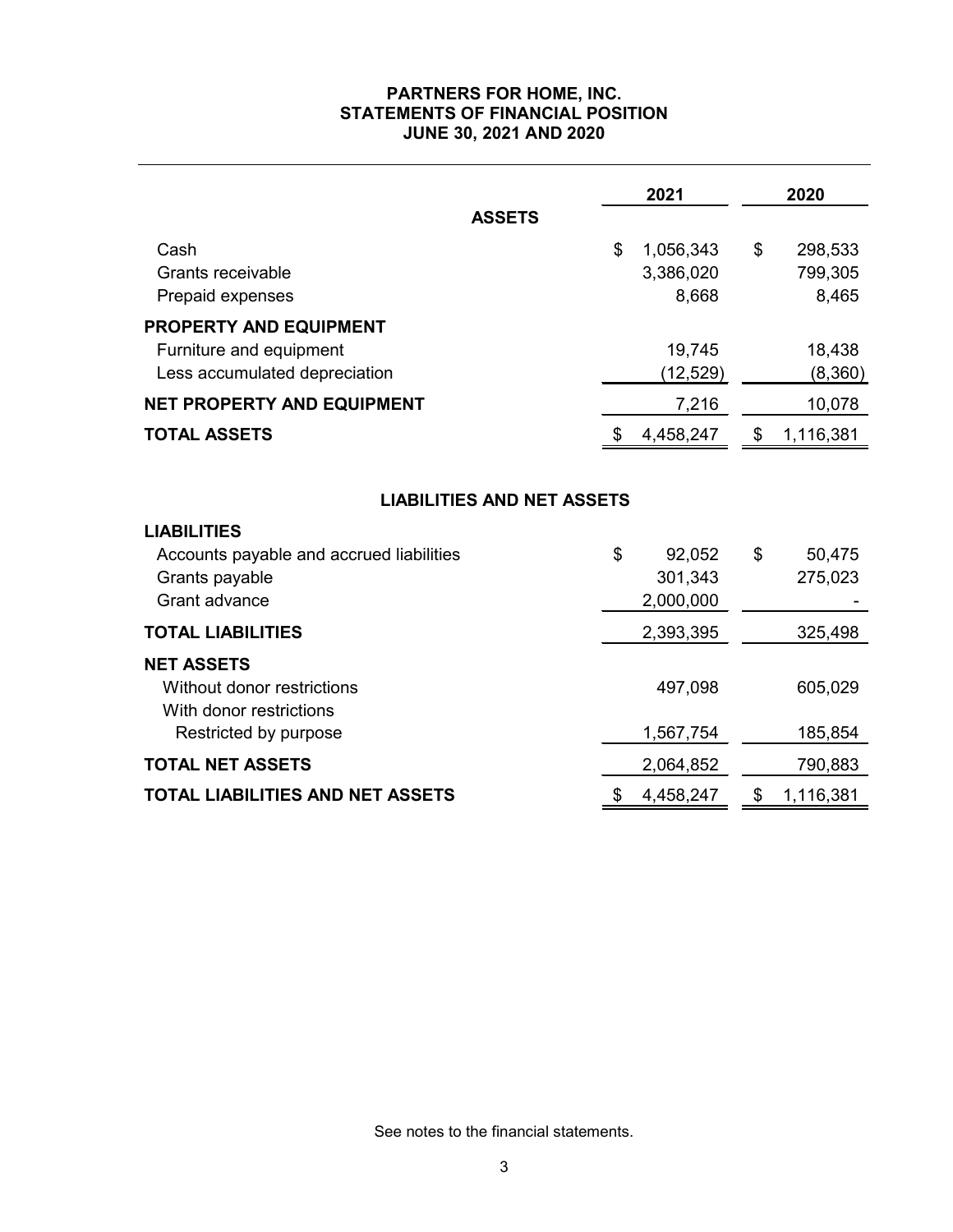# PARTNERS FOR HOME, INC.
## STATEMENTS OF FINANCIAL POSITION
### JUNE 30, 2021 AND 2020

| | 2021 | 2020 |
|---|---|---|
| **ASSETS** | | |
| Cash | $ 1,056,343 | $ 298,533 |
| Grants receivable | 3,386,020 | 799,305 |
| Prepaid expenses | 8,668 | 8,465 |
| **PROPERTY AND EQUIPMENT** | | |
| Furniture and equipment | 19,745 | 18,438 |
| Less accumulated depreciation | (12,529) | (8,360) |
| **NET PROPERTY AND EQUIPMENT** | 7,216 | 10,078 |
| **TOTAL ASSETS** | $ 4,458,247 | $ 1,116,381 |

**LIABILITIES AND NET ASSETS**

| | 2021 | 2020 |
|---|---|---|
| **LIABILITIES** | | |
| Accounts payable and accrued liabilities | $ 92,052 | $ 50,475 |
| Grants payable | 301,343 | 275,023 |
| Grant advance | 2,000,000 | - |
| **TOTAL LIABILITIES** | 2,393,395 | 325,498 |
| **NET ASSETS** | | |
| Without donor restrictions | 497,098 | 605,029 |
| With donor restrictions | | |
| Restricted by purpose | 1,567,754 | 185,854 |
| **TOTAL NET ASSETS** | 2,064,852 | 790,883 |
| **TOTAL LIABILITIES AND NET ASSETS** | $ 4,458,247 | $ 1,116,381 |

See notes to the financial statements.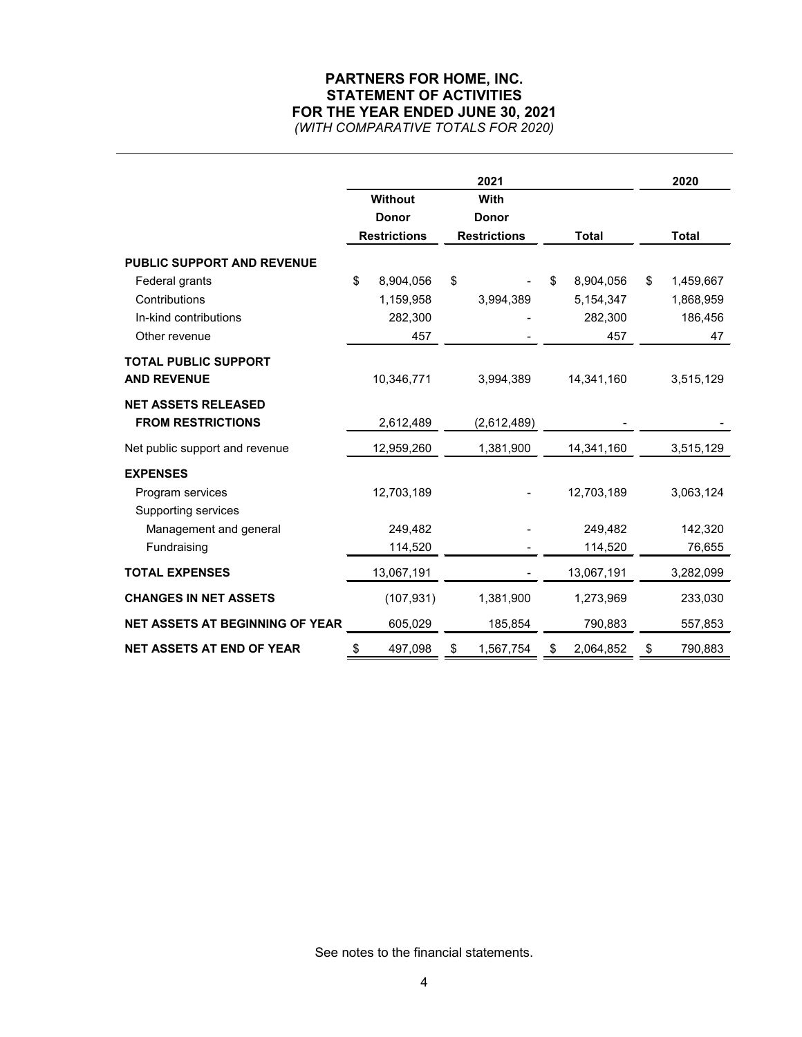# PARTNERS FOR HOME, INC.
## STATEMENT OF ACTIVITIES
## FOR THE YEAR ENDED JUNE 30, 2021
*(WITH COMPARATIVE TOTALS FOR 2020)*

| | 2021 | | | 2020 |
|---|---|---|---|---|
| | Without Donor Restrictions | With Donor Restrictions | Total | Total |
| **PUBLIC SUPPORT AND REVENUE** | | | | |
| Federal grants | $ 8,904,056 | $ - | $ 8,904,056 | $ 1,459,667 |
| Contributions | 1,159,958 | 3,994,389 | 5,154,347 | 1,868,959 |
| In-kind contributions | 282,300 | - | 282,300 | 186,456 |
| Other revenue | 457 | - | 457 | 47 |
| **TOTAL PUBLIC SUPPORT AND REVENUE** | 10,346,771 | 3,994,389 | 14,341,160 | 3,515,129 |
| **NET ASSETS RELEASED FROM RESTRICTIONS** | 2,612,489 | (2,612,489) | - | - |
| Net public support and revenue | 12,959,260 | 1,381,900 | 14,341,160 | 3,515,129 |
| **EXPENSES** | | | | |
| Program services | 12,703,189 | - | 12,703,189 | 3,063,124 |
| Supporting services | | | | |
| Management and general | 249,482 | - | 249,482 | 142,320 |
| Fundraising | 114,520 | - | 114,520 | 76,655 |
| **TOTAL EXPENSES** | 13,067,191 | - | 13,067,191 | 3,282,099 |
| **CHANGES IN NET ASSETS** | (107,931) | 1,381,900 | 1,273,969 | 233,030 |
| **NET ASSETS AT BEGINNING OF YEAR** | 605,029 | 185,854 | 790,883 | 557,853 |
| **NET ASSETS AT END OF YEAR** | $ 497,098 | $ 1,567,754 | $ 2,064,852 | $ 790,883 |

See notes to the financial statements.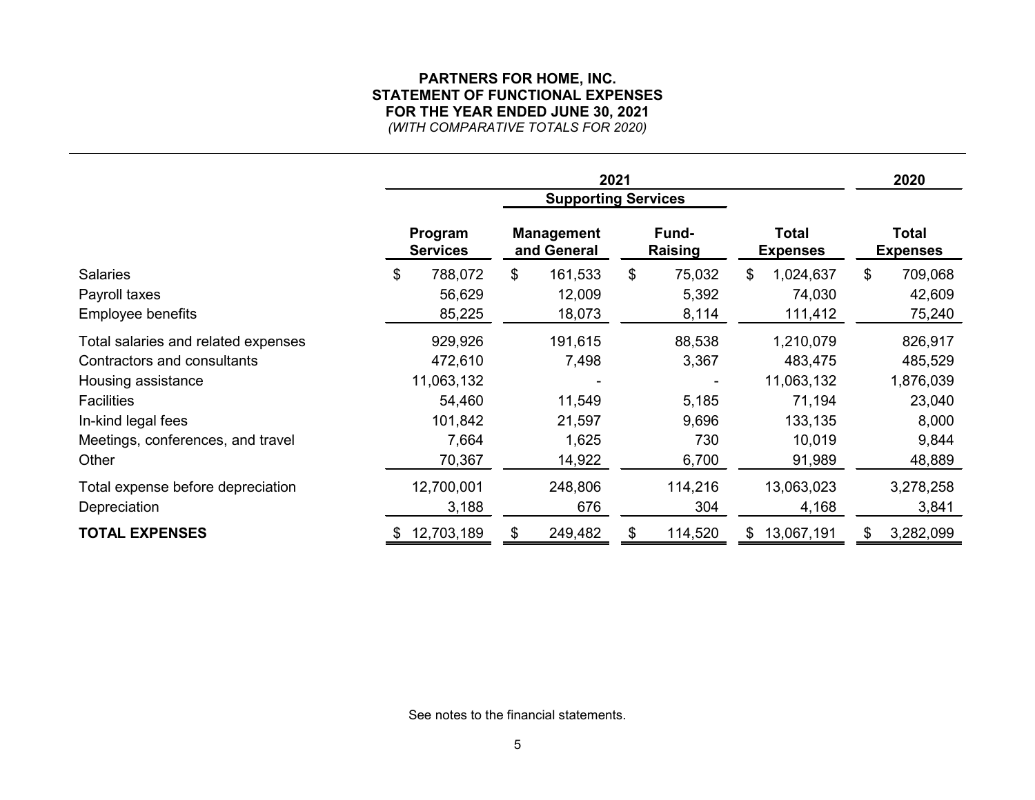**PARTNERS FOR HOME, INC.**
**STATEMENT OF FUNCTIONAL EXPENSES**
**FOR THE YEAR ENDED JUNE 30, 2021**
*(WITH COMPARATIVE TOTALS FOR 2020)*

| | 2021 | | | | 2020 |
|---|---|---|---|---|---|
| | | Supporting Services | | | |
| | Program Services | Management and General | Fund-Raising | Total Expenses | Total Expenses |
| Salaries | $ 788,072 | $ 161,533 | $ 75,032 | $ 1,024,637 | $ 709,068 |
| Payroll taxes | 56,629 | 12,009 | 5,392 | 74,030 | 42,609 |
| Employee benefits | 85,225 | 18,073 | 8,114 | 111,412 | 75,240 |
| Total salaries and related expenses | 929,926 | 191,615 | 88,538 | 1,210,079 | 826,917 |
| Contractors and consultants | 472,610 | 7,498 | 3,367 | 483,475 | 485,529 |
| Housing assistance | 11,063,132 | - | - | 11,063,132 | 1,876,039 |
| Facilities | 54,460 | 11,549 | 5,185 | 71,194 | 23,040 |
| In-kind legal fees | 101,842 | 21,597 | 9,696 | 133,135 | 8,000 |
| Meetings, conferences, and travel | 7,664 | 1,625 | 730 | 10,019 | 9,844 |
| Other | 70,367 | 14,922 | 6,700 | 91,989 | 48,889 |
| Total expense before depreciation | 12,700,001 | 248,806 | 114,216 | 13,063,023 | 3,278,258 |
| Depreciation | 3,188 | 676 | 304 | 4,168 | 3,841 |
| **TOTAL EXPENSES** | $ 12,703,189 | $ 249,482 | $ 114,520 | $ 13,067,191 | $ 3,282,099 |

See notes to the financial statements.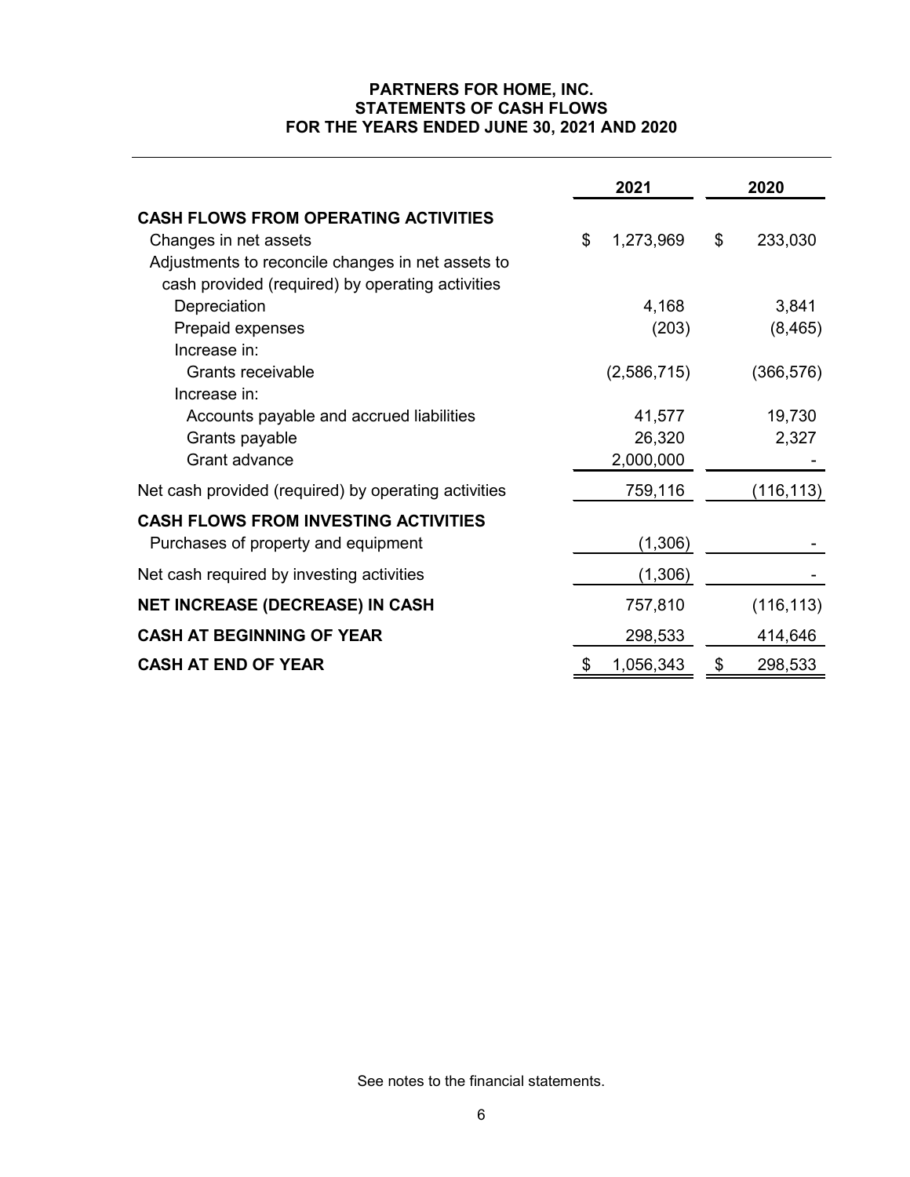# PARTNERS FOR HOME, INC.
## STATEMENTS OF CASH FLOWS
### FOR THE YEARS ENDED JUNE 30, 2021 AND 2020

| | 2021 | 2020 |
|---|---|---|
| **CASH FLOWS FROM OPERATING ACTIVITIES** | | |
| Changes in net assets | $ 1,273,969 | $ 233,030 |
| Adjustments to reconcile changes in net assets to cash provided (required) by operating activities | | |
| Depreciation | 4,168 | 3,841 |
| Prepaid expenses | (203) | (8,465) |
| Increase in: | | |
| Grants receivable | (2,586,715) | (366,576) |
| Increase in: | | |
| Accounts payable and accrued liabilities | 41,577 | 19,730 |
| Grants payable | 26,320 | 2,327 |
| Grant advance | 2,000,000 | - |
| Net cash provided (required) by operating activities | 759,116 | (116,113) |
| **CASH FLOWS FROM INVESTING ACTIVITIES** | | |
| Purchases of property and equipment | (1,306) | - |
| Net cash required by investing activities | (1,306) | - |
| **NET INCREASE (DECREASE) IN CASH** | 757,810 | (116,113) |
| **CASH AT BEGINNING OF YEAR** | 298,533 | 414,646 |
| **CASH AT END OF YEAR** | $ 1,056,343 | $ 298,533 |

See notes to the financial statements.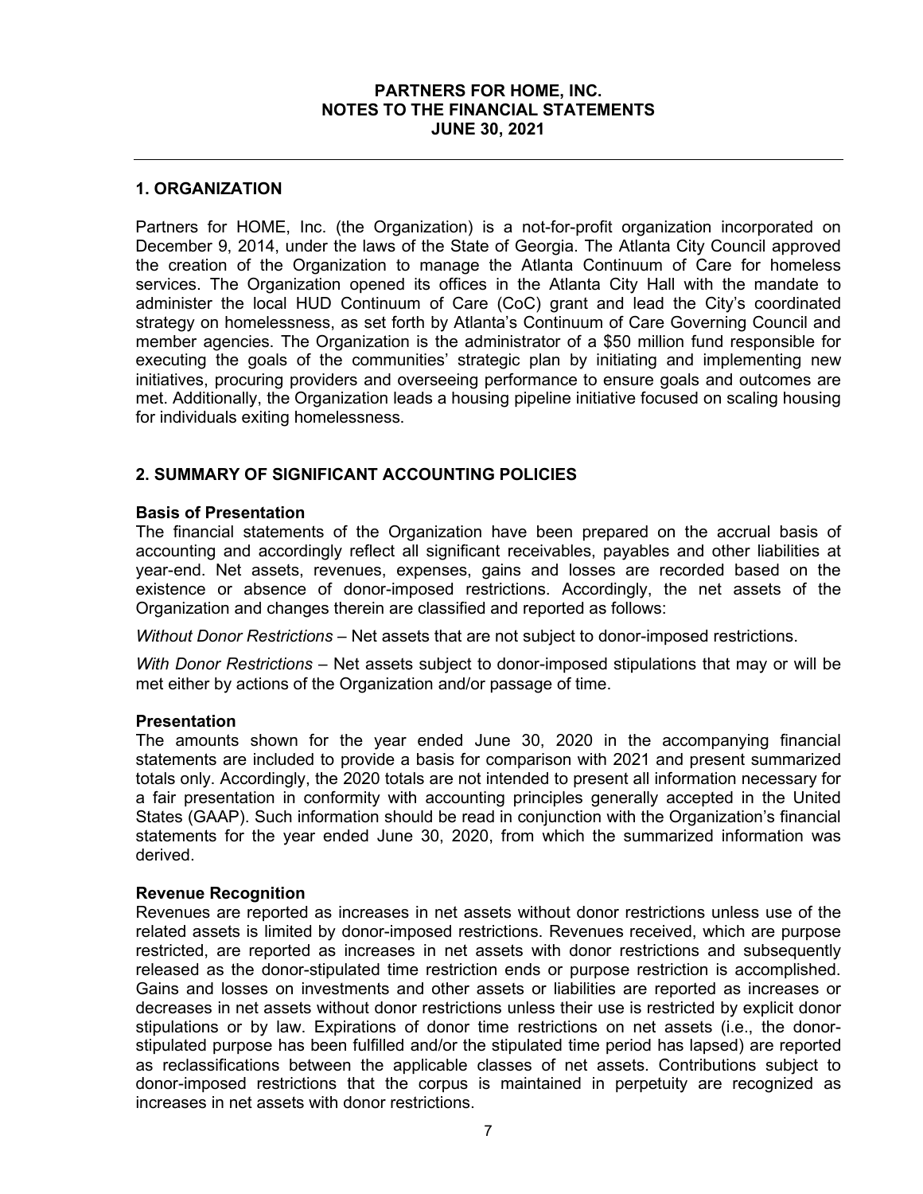# PARTNERS FOR HOME, INC.
# NOTES TO THE FINANCIAL STATEMENTS
# JUNE 30, 2021

## 1. ORGANIZATION

Partners for HOME, Inc. (the Organization) is a not-for-profit organization incorporated on December 9, 2014, under the laws of the State of Georgia. The Atlanta City Council approved the creation of the Organization to manage the Atlanta Continuum of Care for homeless services. The Organization opened its offices in the Atlanta City Hall with the mandate to administer the local HUD Continuum of Care (CoC) grant and lead the City's coordinated strategy on homelessness, as set forth by Atlanta's Continuum of Care Governing Council and member agencies. The Organization is the administrator of a $50 million fund responsible for executing the goals of the communities' strategic plan by initiating and implementing new initiatives, procuring providers and overseeing performance to ensure goals and outcomes are met. Additionally, the Organization leads a housing pipeline initiative focused on scaling housing for individuals exiting homelessness.

## 2. SUMMARY OF SIGNIFICANT ACCOUNTING POLICIES

### Basis of Presentation

The financial statements of the Organization have been prepared on the accrual basis of accounting and accordingly reflect all significant receivables, payables and other liabilities at year-end. Net assets, revenues, expenses, gains and losses are recorded based on the existence or absence of donor-imposed restrictions. Accordingly, the net assets of the Organization and changes therein are classified and reported as follows:

*Without Donor Restrictions* – Net assets that are not subject to donor-imposed restrictions.

*With Donor Restrictions* – Net assets subject to donor-imposed stipulations that may or will be met either by actions of the Organization and/or passage of time.

### Presentation

The amounts shown for the year ended June 30, 2020 in the accompanying financial statements are included to provide a basis for comparison with 2021 and present summarized totals only. Accordingly, the 2020 totals are not intended to present all information necessary for a fair presentation in conformity with accounting principles generally accepted in the United States (GAAP). Such information should be read in conjunction with the Organization's financial statements for the year ended June 30, 2020, from which the summarized information was derived.

### Revenue Recognition

Revenues are reported as increases in net assets without donor restrictions unless use of the related assets is limited by donor-imposed restrictions. Revenues received, which are purpose restricted, are reported as increases in net assets with donor restrictions and subsequently released as the donor-stipulated time restriction ends or purpose restriction is accomplished. Gains and losses on investments and other assets or liabilities are reported as increases or decreases in net assets without donor restrictions unless their use is restricted by explicit donor stipulations or by law. Expirations of donor time restrictions on net assets (i.e., the donor-stipulated purpose has been fulfilled and/or the stipulated time period has lapsed) are reported as reclassifications between the applicable classes of net assets. Contributions subject to donor-imposed restrictions that the corpus is maintained in perpetuity are recognized as increases in net assets with donor restrictions.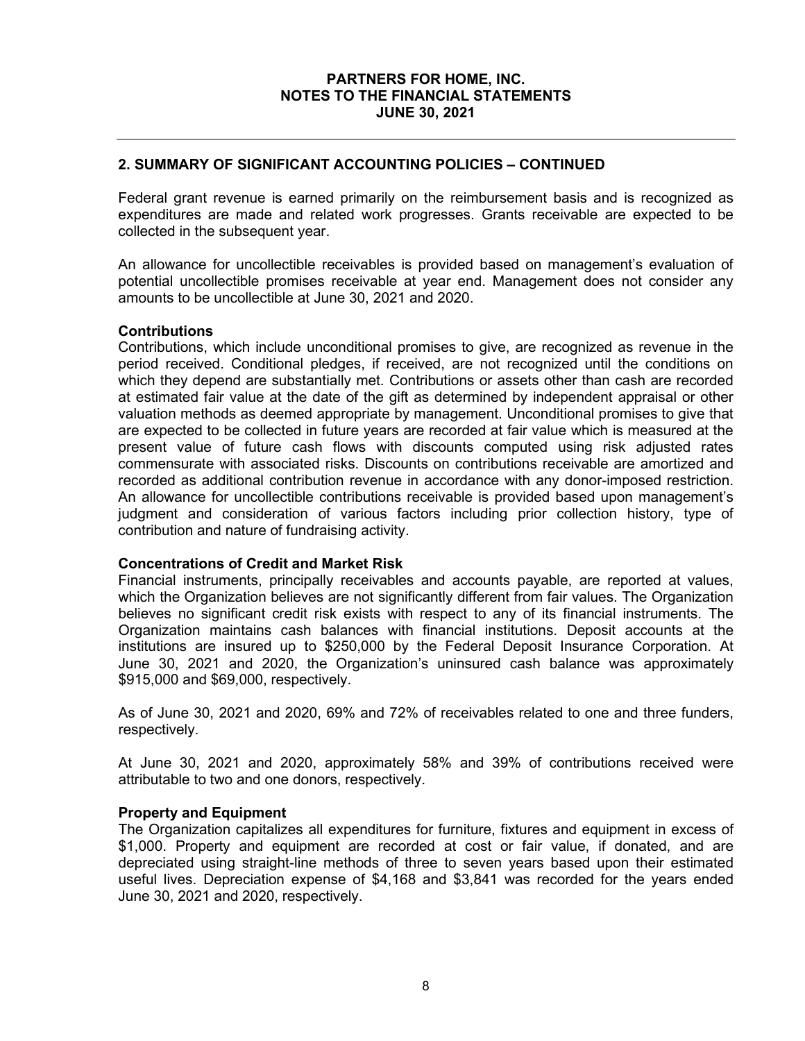## 2. SUMMARY OF SIGNIFICANT ACCOUNTING POLICIES – CONTINUED

Federal grant revenue is earned primarily on the reimbursement basis and is recognized as expenditures are made and related work progresses. Grants receivable are expected to be collected in the subsequent year.

An allowance for uncollectible receivables is provided based on management's evaluation of potential uncollectible promises receivable at year end. Management does not consider any amounts to be uncollectible at June 30, 2021 and 2020.

### Contributions

Contributions, which include unconditional promises to give, are recognized as revenue in the period received. Conditional pledges, if received, are not recognized until the conditions on which they depend are substantially met. Contributions or assets other than cash are recorded at estimated fair value at the date of the gift as determined by independent appraisal or other valuation methods as deemed appropriate by management. Unconditional promises to give that are expected to be collected in future years are recorded at fair value which is measured at the present value of future cash flows with discounts computed using risk adjusted rates commensurate with associated risks. Discounts on contributions receivable are amortized and recorded as additional contribution revenue in accordance with any donor-imposed restriction. An allowance for uncollectible contributions receivable is provided based upon management's judgment and consideration of various factors including prior collection history, type of contribution and nature of fundraising activity.

### Concentrations of Credit and Market Risk

Financial instruments, principally receivables and accounts payable, are reported at values, which the Organization believes are not significantly different from fair values. The Organization believes no significant credit risk exists with respect to any of its financial instruments. The Organization maintains cash balances with financial institutions. Deposit accounts at the institutions are insured up to $250,000 by the Federal Deposit Insurance Corporation. At June 30, 2021 and 2020, the Organization's uninsured cash balance was approximately $915,000 and $69,000, respectively.

As of June 30, 2021 and 2020, 69% and 72% of receivables related to one and three funders, respectively.

At June 30, 2021 and 2020, approximately 58% and 39% of contributions received were attributable to two and one donors, respectively.

### Property and Equipment

The Organization capitalizes all expenditures for furniture, fixtures and equipment in excess of $1,000. Property and equipment are recorded at cost or fair value, if donated, and are depreciated using straight-line methods of three to seven years based upon their estimated useful lives. Depreciation expense of $4,168 and $3,841 was recorded for the years ended June 30, 2021 and 2020, respectively.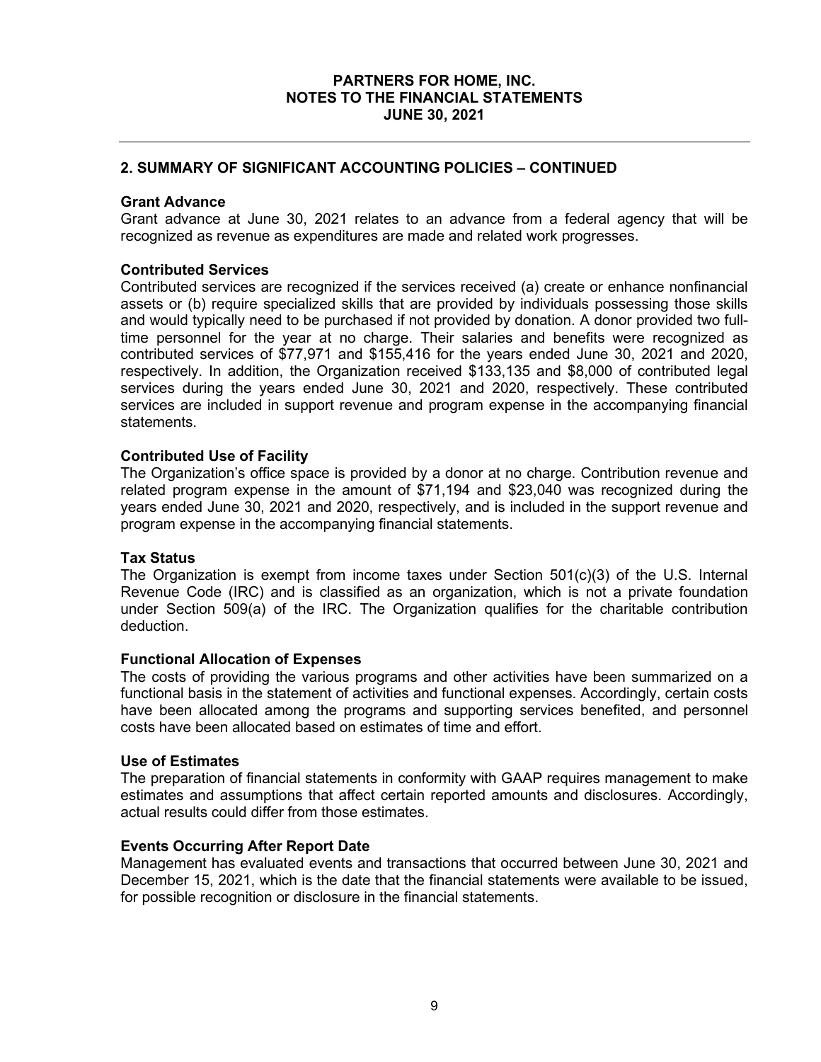## 2. SUMMARY OF SIGNIFICANT ACCOUNTING POLICIES – CONTINUED

### Grant Advance

Grant advance at June 30, 2021 relates to an advance from a federal agency that will be recognized as revenue as expenditures are made and related work progresses.

### Contributed Services

Contributed services are recognized if the services received (a) create or enhance nonfinancial assets or (b) require specialized skills that are provided by individuals possessing those skills and would typically need to be purchased if not provided by donation. A donor provided two full-time personnel for the year at no charge. Their salaries and benefits were recognized as contributed services of $77,971 and $155,416 for the years ended June 30, 2021 and 2020, respectively. In addition, the Organization received $133,135 and $8,000 of contributed legal services during the years ended June 30, 2021 and 2020, respectively. These contributed services are included in support revenue and program expense in the accompanying financial statements.

### Contributed Use of Facility

The Organization's office space is provided by a donor at no charge. Contribution revenue and related program expense in the amount of $71,194 and $23,040 was recognized during the years ended June 30, 2021 and 2020, respectively, and is included in the support revenue and program expense in the accompanying financial statements.

### Tax Status

The Organization is exempt from income taxes under Section 501(c)(3) of the U.S. Internal Revenue Code (IRC) and is classified as an organization, which is not a private foundation under Section 509(a) of the IRC. The Organization qualifies for the charitable contribution deduction.

### Functional Allocation of Expenses

The costs of providing the various programs and other activities have been summarized on a functional basis in the statement of activities and functional expenses. Accordingly, certain costs have been allocated among the programs and supporting services benefited, and personnel costs have been allocated based on estimates of time and effort.

### Use of Estimates

The preparation of financial statements in conformity with GAAP requires management to make estimates and assumptions that affect certain reported amounts and disclosures. Accordingly, actual results could differ from those estimates.

### Events Occurring After Report Date

Management has evaluated events and transactions that occurred between June 30, 2021 and December 15, 2021, which is the date that the financial statements were available to be issued, for possible recognition or disclosure in the financial statements.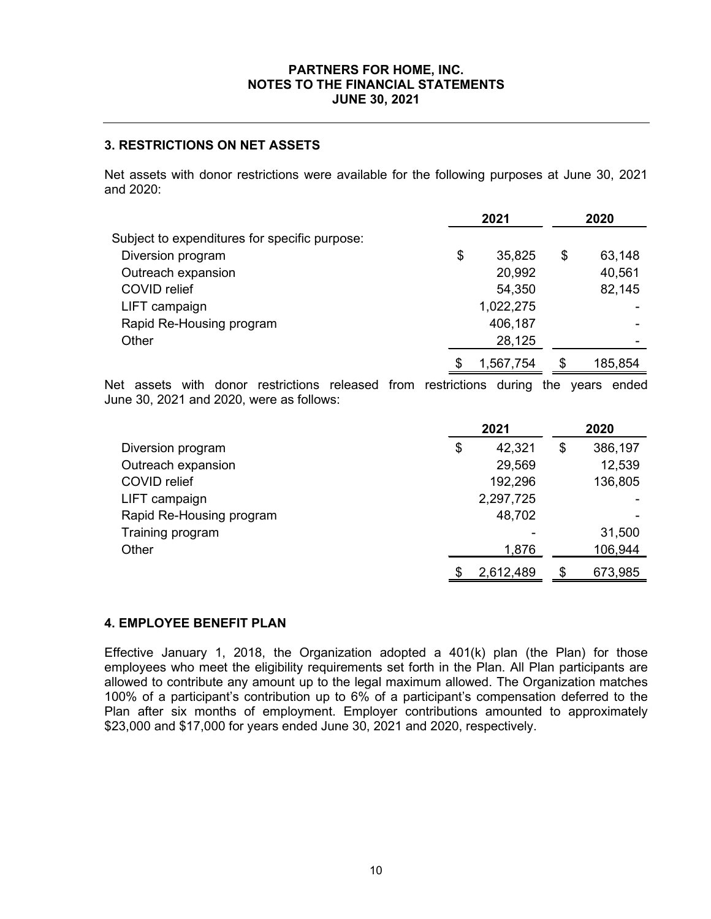**PARTNERS FOR HOME, INC.**
**NOTES TO THE FINANCIAL STATEMENTS**
**JUNE 30, 2021**

## 3. RESTRICTIONS ON NET ASSETS

Net assets with donor restrictions were available for the following purposes at June 30, 2021 and 2020:

| | 2021 | 2020 |
|---|---|---|
| Subject to expenditures for specific purpose: | | |
| Diversion program | $ 35,825 | $ 63,148 |
| Outreach expansion | 20,992 | 40,561 |
| COVID relief | 54,350 | 82,145 |
| LIFT campaign | 1,022,275 | - |
| Rapid Re-Housing program | 406,187 | - |
| Other | 28,125 | - |
| | $ 1,567,754 | $ 185,854 |

Net assets with donor restrictions released from restrictions during the years ended June 30, 2021 and 2020, were as follows:

| | 2021 | 2020 |
|---|---|---|
| Diversion program | $ 42,321 | $ 386,197 |
| Outreach expansion | 29,569 | 12,539 |
| COVID relief | 192,296 | 136,805 |
| LIFT campaign | 2,297,725 | - |
| Rapid Re-Housing program | 48,702 | - |
| Training program | - | 31,500 |
| Other | 1,876 | 106,944 |
| | $ 2,612,489 | $ 673,985 |

## 4. EMPLOYEE BENEFIT PLAN

Effective January 1, 2018, the Organization adopted a 401(k) plan (the Plan) for those employees who meet the eligibility requirements set forth in the Plan. All Plan participants are allowed to contribute any amount up to the legal maximum allowed. The Organization matches 100% of a participant's contribution up to 6% of a participant's compensation deferred to the Plan after six months of employment. Employer contributions amounted to approximately $23,000 and $17,000 for years ended June 30, 2021 and 2020, respectively.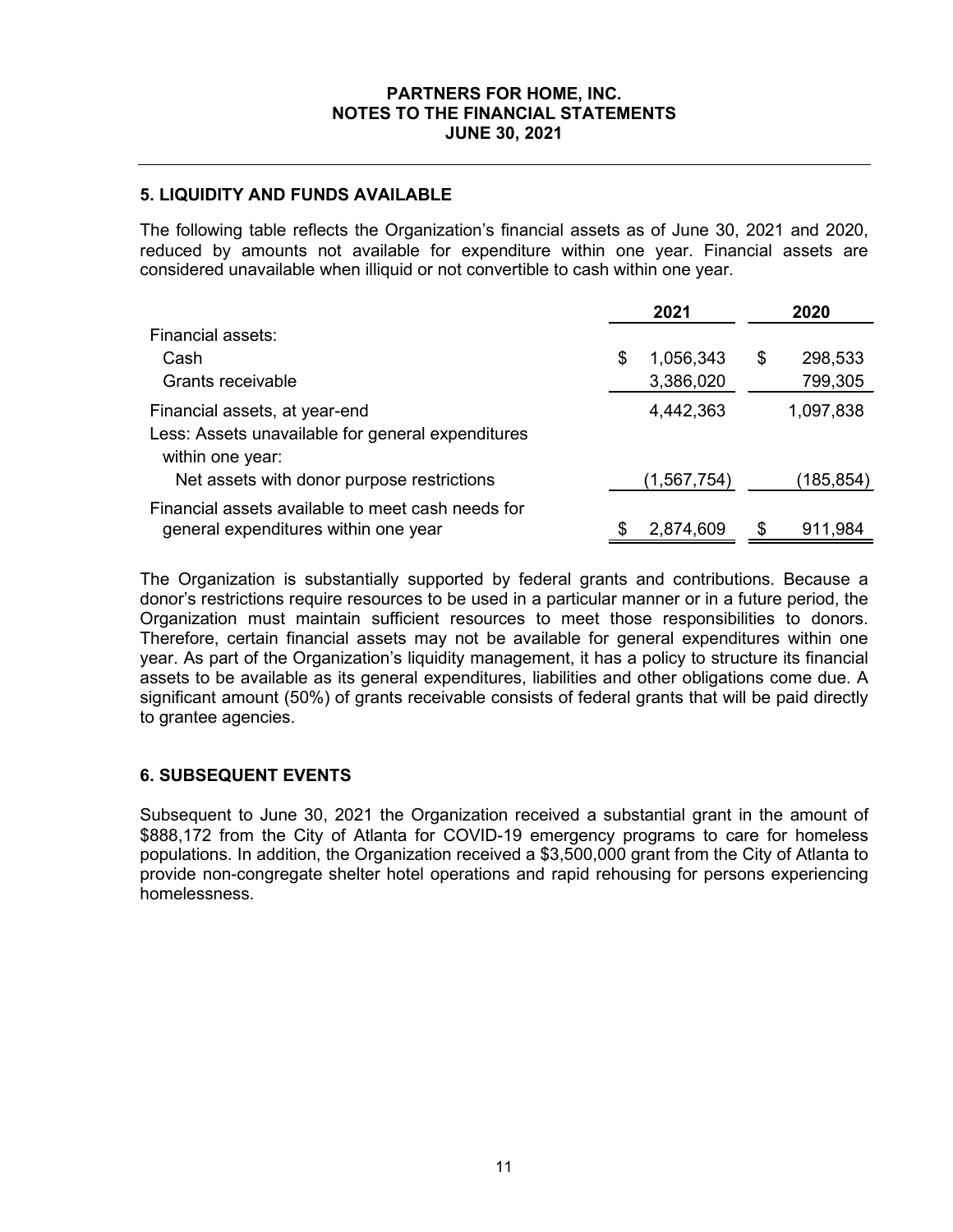## 5. LIQUIDITY AND FUNDS AVAILABLE

The following table reflects the Organization's financial assets as of June 30, 2021 and 2020, reduced by amounts not available for expenditure within one year. Financial assets are considered unavailable when illiquid or not convertible to cash within one year.

| | 2021 | 2020 |
|---|---|---|
| Financial assets: | | |
| Cash | $ 1,056,343 | $ 298,533 |
| Grants receivable | 3,386,020 | 799,305 |
| Financial assets, at year-end | 4,442,363 | 1,097,838 |
| Less: Assets unavailable for general expenditures within one year: | | |
| Net assets with donor purpose restrictions | (1,567,754) | (185,854) |
| Financial assets available to meet cash needs for general expenditures within one year | $ 2,874,609 | $ 911,984 |

The Organization is substantially supported by federal grants and contributions. Because a donor's restrictions require resources to be used in a particular manner or in a future period, the Organization must maintain sufficient resources to meet those responsibilities to donors. Therefore, certain financial assets may not be available for general expenditures within one year. As part of the Organization's liquidity management, it has a policy to structure its financial assets to be available as its general expenditures, liabilities and other obligations come due. A significant amount (50%) of grants receivable consists of federal grants that will be paid directly to grantee agencies.

## 6. SUBSEQUENT EVENTS

Subsequent to June 30, 2021 the Organization received a substantial grant in the amount of $888,172 from the City of Atlanta for COVID-19 emergency programs to care for homeless populations. In addition, the Organization received a $3,500,000 grant from the City of Atlanta to provide non-congregate shelter hotel operations and rapid rehousing for persons experiencing homelessness.